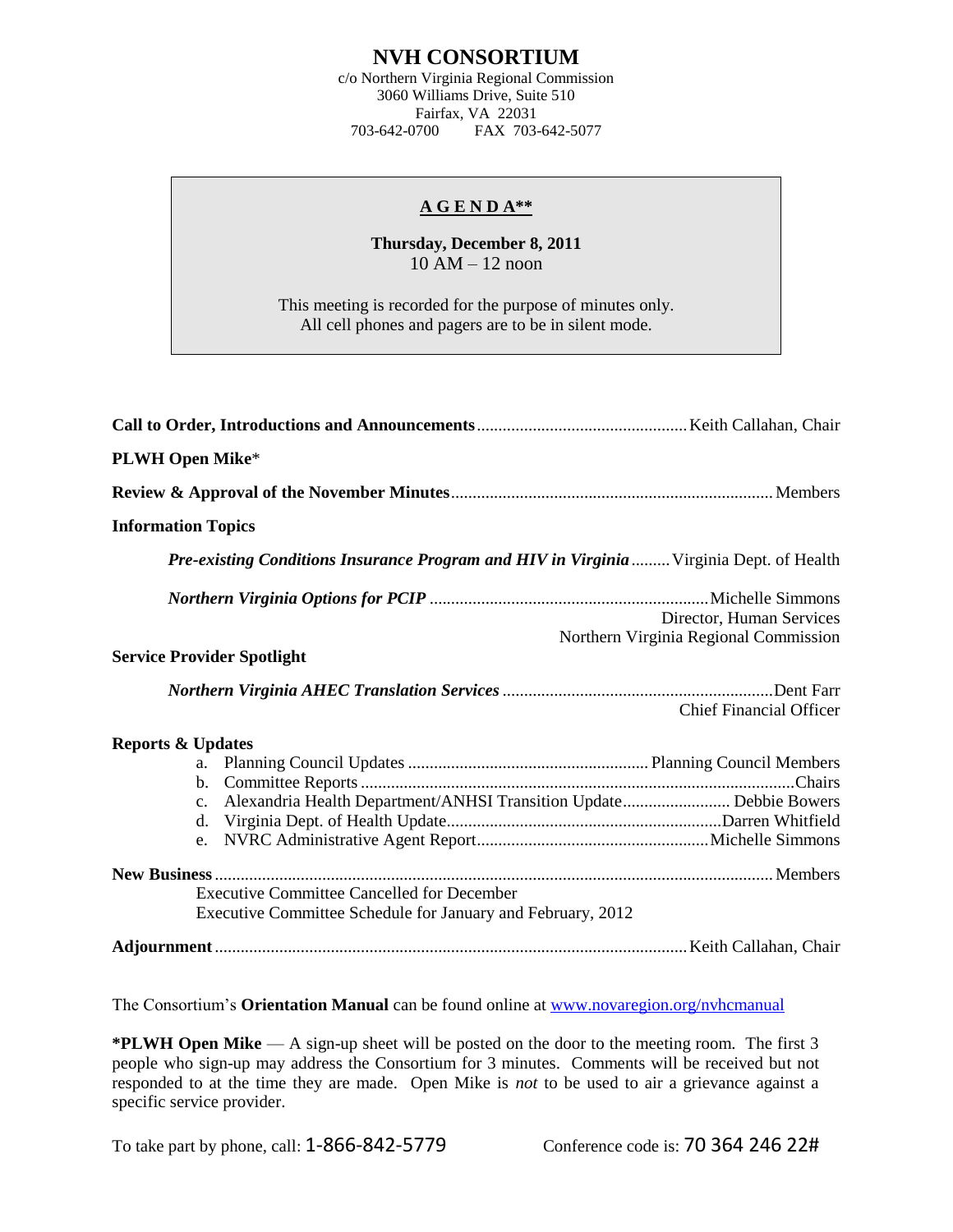# NVH CONSORTIUM

c/o Northern Virginia Regional Commission
3060 Williams Drive, Suite 510
Fairfax, VA 22031
703-642-0700 FAX 703-642-5077

## A G E N D A**

**Thursday, December 8, 2011**
10 AM – 12 noon

This meeting is recorded for the purpose of minutes only.
All cell phones and pagers are to be in silent mode.

**Call to Order, Introductions and Announcements** .......... Keith Callahan, Chair

**PLWH Open Mike***

**Review & Approval of the November Minutes** .......... Members

**Information Topics**

*Pre-existing Conditions Insurance Program and HIV in Virginia* .......... Virginia Dept. of Health

*Northern Virginia Options for PCIP* .......... Michelle Simmons
Director, Human Services
Northern Virginia Regional Commission

**Service Provider Spotlight**

*Northern Virginia AHEC Translation Services* .......... Dent Farr
Chief Financial Officer

**Reports & Updates**

a. Planning Council Updates .......... Planning Council Members
b. Committee Reports .......... Chairs
c. Alexandria Health Department/ANHSI Transition Update .......... Debbie Bowers
d. Virginia Dept. of Health Update .......... Darren Whitfield
e. NVRC Administrative Agent Report .......... Michelle Simmons

**New Business** .......... Members

Executive Committee Cancelled for December
Executive Committee Schedule for January and February, 2012

**Adjournment** .......... Keith Callahan, Chair

The Consortium's **Orientation Manual** can be found online at [www.novaregion.org/nvhcmanual](http://www.novaregion.org/nvhcmanual)

***PLWH Open Mike** — A sign-up sheet will be posted on the door to the meeting room. The first 3 people who sign-up may address the Consortium for 3 minutes. Comments will be received but not responded to at the time they are made. Open Mike is *not* to be used to air a grievance against a specific service provider.

To take part by phone, call: 1-866-842-5779 Conference code is: 70 364 246 22#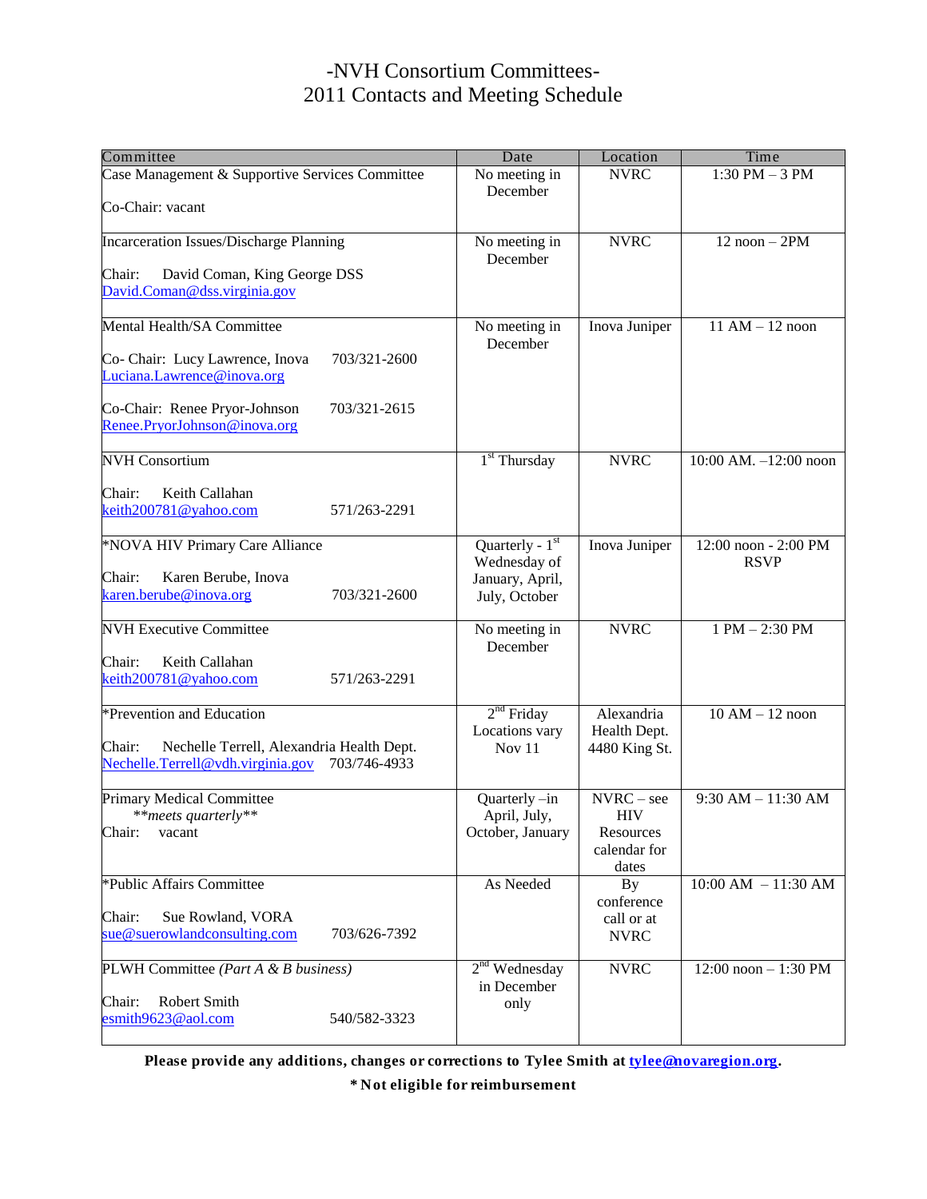# -NVH Consortium Committees-
# 2011 Contacts and Meeting Schedule

| Committee | Date | Location | Time |
|---|---|---|---|
| Case Management & Supportive Services Committee<br><br>Co-Chair: vacant | No meeting in December | NVRC | 1:30 PM – 3 PM |
| Incarceration Issues/Discharge Planning<br><br>Chair: David Coman, King George DSS<br>David.Coman@dss.virginia.gov | No meeting in December | NVRC | 12 noon – 2PM |
| Mental Health/SA Committee<br><br>Co- Chair: Lucy Lawrence, Inova 703/321-2600<br>Luciana.Lawrence@inova.org<br><br>Co-Chair: Renee Pryor-Johnson 703/321-2615<br>Renee.PryorJohnson@inova.org | No meeting in December | Inova Juniper | 11 AM – 12 noon |
| NVH Consortium<br><br>Chair: Keith Callahan<br>keith200781@yahoo.com 571/263-2291 | 1st Thursday | NVRC | 10:00 AM. –12:00 noon |
| *NOVA HIV Primary Care Alliance<br><br>Chair: Karen Berube, Inova<br>karen.berube@inova.org 703/321-2600 | Quarterly - 1st Wednesday of January, April, July, October | Inova Juniper | 12:00 noon - 2:00 PM RSVP |
| NVH Executive Committee<br><br>Chair: Keith Callahan<br>keith200781@yahoo.com 571/263-2291 | No meeting in December | NVRC | 1 PM – 2:30 PM |
| *Prevention and Education<br><br>Chair: Nechelle Terrell, Alexandria Health Dept.<br>Nechelle.Terrell@vdh.virginia.gov 703/746-4933 | 2nd Friday Locations vary Nov 11 | Alexandria Health Dept. 4480 King St. | 10 AM – 12 noon |
| Primary Medical Committee<br>*\*meets quarterly\*\**<br>Chair: vacant | Quarterly –in April, July, October, January | NVRC – see HIV Resources calendar for dates | 9:30 AM – 11:30 AM |
| *Public Affairs Committee<br><br>Chair: Sue Rowland, VORA<br>sue@suerowlandconsulting.com 703/626-7392 | As Needed | By conference call or at NVRC | 10:00 AM – 11:30 AM |
| PLWH Committee *(Part A & B business)*<br><br>Chair: Robert Smith<br>esmith9623@aol.com 540/582-3323 | 2nd Wednesday in December only | NVRC | 12:00 noon – 1:30 PM |

**Please provide any additions, changes or corrections to Tylee Smith at tylee@novaregion.org.**

**\* Not eligible for reimbursement**